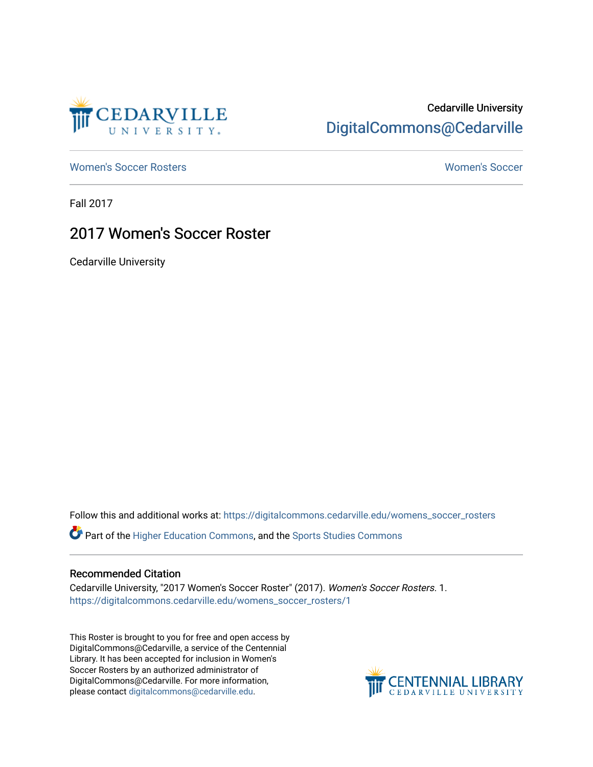Cedarville University

DigitalCommons@Cedarville

Women's Soccer Rosters

Women's Soccer

Fall 2017

# 2017 Women's Soccer Roster

Cedarville University

Follow this and additional works at: https://digitalcommons.cedarville.edu/womens_soccer_rosters

Part of the Higher Education Commons, and the Sports Studies Commons

### Recommended Citation

Cedarville University, "2017 Women's Soccer Roster" (2017). *Women's Soccer Rosters*. 1.
https://digitalcommons.cedarville.edu/womens_soccer_rosters/1

This Roster is brought to you for free and open access by DigitalCommons@Cedarville, a service of the Centennial Library. It has been accepted for inclusion in Women's Soccer Rosters by an authorized administrator of DigitalCommons@Cedarville. For more information, please contact digitalcommons@cedarville.edu.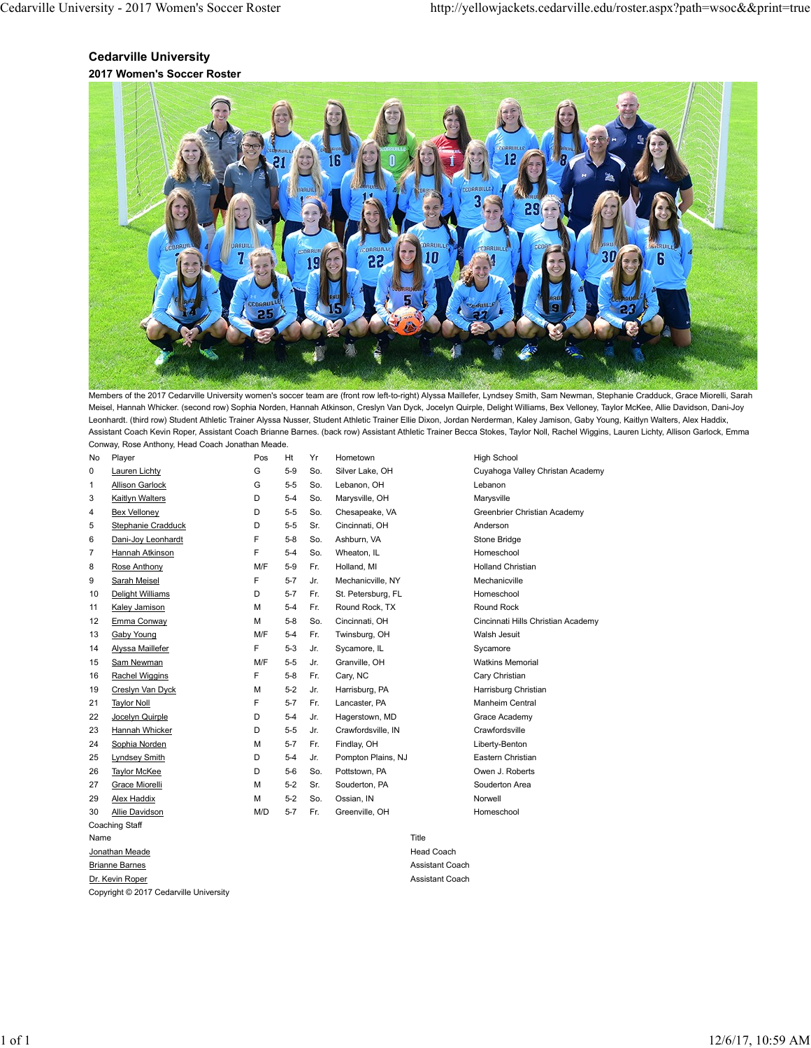## Cedarville University

### 2017 Women's Soccer Roster

Members of the 2017 Cedarville University women's soccer team are (front row left-to-right) Alyssa Maillefer, Lyndsey Smith, Sam Newman, Stephanie Cradduck, Grace Miorelli, Sarah Meisel, Hannah Whicker. (second row) Sophia Norden, Hannah Atkinson, Creslyn Van Dyck, Jocelyn Quirple, Delight Williams, Bex Velloney, Taylor McKee, Allie Davidson, Dani-Joy Leonhardt. (third row) Student Athletic Trainer Alyssa Nusser, Student Athletic Trainer Ellie Dixon, Jordan Nerderman, Kaley Jamison, Gaby Young, Kaitlyn Walters, Alex Haddix, Assistant Coach Kevin Roper, Assistant Coach Brianne Barnes. (back row) Assistant Athletic Trainer Becca Stokes, Taylor Noll, Rachel Wiggins, Lauren Lichty, Allison Garlock, Emma Conway, Rose Anthony, Head Coach Jonathan Meade.

| No | Player | Pos | Ht | Yr | Hometown | High School |
|---|---|---|---|---|---|---|
| 0 | Lauren Lichty | G | 5-9 | So. | Silver Lake, OH | Cuyahoga Valley Christan Academy |
| 1 | Allison Garlock | G | 5-5 | So. | Lebanon, OH | Lebanon |
| 3 | Kaitlyn Walters | D | 5-4 | So. | Marysville, OH | Marysville |
| 4 | Bex Velloney | D | 5-5 | So. | Chesapeake, VA | Greenbrier Christian Academy |
| 5 | Stephanie Cradduck | D | 5-5 | Sr. | Cincinnati, OH | Anderson |
| 6 | Dani-Joy Leonhardt | F | 5-8 | So. | Ashburn, VA | Stone Bridge |
| 7 | Hannah Atkinson | F | 5-4 | So. | Wheaton, IL | Homeschool |
| 8 | Rose Anthony | M/F | 5-9 | Fr. | Holland, MI | Holland Christian |
| 9 | Sarah Meisel | F | 5-7 | Jr. | Mechanicville, NY | Mechanicville |
| 10 | Delight Williams | D | 5-7 | Fr. | St. Petersburg, FL | Homeschool |
| 11 | Kaley Jamison | M | 5-4 | Fr. | Round Rock, TX | Round Rock |
| 12 | Emma Conway | M | 5-8 | So. | Cincinnati, OH | Cincinnati Hills Christian Academy |
| 13 | Gaby Young | M/F | 5-4 | Fr. | Twinsburg, OH | Walsh Jesuit |
| 14 | Alyssa Maillefer | F | 5-3 | Jr. | Sycamore, IL | Sycamore |
| 15 | Sam Newman | M/F | 5-5 | Jr. | Granville, OH | Watkins Memorial |
| 16 | Rachel Wiggins | F | 5-8 | Fr. | Cary, NC | Cary Christian |
| 19 | Creslyn Van Dyck | M | 5-2 | Jr. | Harrisburg, PA | Harrisburg Christian |
| 21 | Taylor Noll | F | 5-7 | Fr. | Lancaster, PA | Manheim Central |
| 22 | Jocelyn Quirple | D | 5-4 | Jr. | Hagerstown, MD | Grace Academy |
| 23 | Hannah Whicker | D | 5-5 | Jr. | Crawfordsville, IN | Crawfordsville |
| 24 | Sophia Norden | M | 5-7 | Fr. | Findlay, OH | Liberty-Benton |
| 25 | Lyndsey Smith | D | 5-4 | Jr. | Pompton Plains, NJ | Eastern Christian |
| 26 | Taylor McKee | D | 5-6 | So. | Pottstown, PA | Owen J. Roberts |
| 27 | Grace Miorelli | M | 5-2 | Sr. | Souderton, PA | Souderton Area |
| 29 | Alex Haddix | M | 5-2 | So. | Ossian, IN | Norwell |
| 30 | Allie Davidson | M/D | 5-7 | Fr. | Greenville, OH | Homeschool |

Coaching Staff

| Name | Title |
|---|---|
| Jonathan Meade | Head Coach |
| Brianne Barnes | Assistant Coach |
| Dr. Kevin Roper | Assistant Coach |

Copyright © 2017 Cedarville University